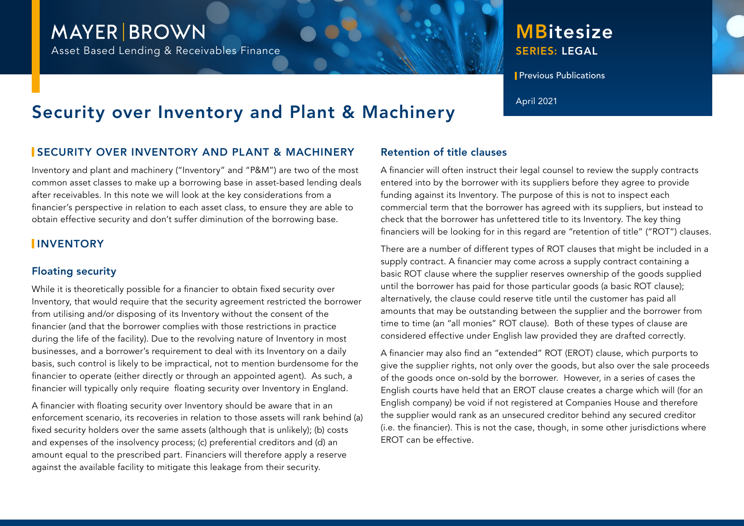MAYER | BROWN

Asset Based Lending & Receivables Finance

**MBitesize**
SERIES: LEGAL

Previous Publications

April 2021

# Security over Inventory and Plant & Machinery

## SECURITY OVER INVENTORY AND PLANT & MACHINERY

Inventory and plant and machinery ("Inventory" and "P&M") are two of the most common asset classes to make up a borrowing base in asset-based lending deals after receivables. In this note we will look at the key considerations from a financier's perspective in relation to each asset class, to ensure they are able to obtain effective security and don't suffer diminution of the borrowing base.

## INVENTORY

### Floating security

While it is theoretically possible for a financier to obtain fixed security over Inventory, that would require that the security agreement restricted the borrower from utilising and/or disposing of its Inventory without the consent of the financier (and that the borrower complies with those restrictions in practice during the life of the facility). Due to the revolving nature of Inventory in most businesses, and a borrower's requirement to deal with its Inventory on a daily basis, such control is likely to be impractical, not to mention burdensome for the financier to operate (either directly or through an appointed agent). As such, a financier will typically only require floating security over Inventory in England.

A financier with floating security over Inventory should be aware that in an enforcement scenario, its recoveries in relation to those assets will rank behind (a) fixed security holders over the same assets (although that is unlikely); (b) costs and expenses of the insolvency process; (c) preferential creditors and (d) an amount equal to the prescribed part. Financiers will therefore apply a reserve against the available facility to mitigate this leakage from their security.

### Retention of title clauses

A financier will often instruct their legal counsel to review the supply contracts entered into by the borrower with its suppliers before they agree to provide funding against its Inventory. The purpose of this is not to inspect each commercial term that the borrower has agreed with its suppliers, but instead to check that the borrower has unfettered title to its Inventory. The key thing financiers will be looking for in this regard are "retention of title" ("ROT") clauses.

There are a number of different types of ROT clauses that might be included in a supply contract. A financier may come across a supply contract containing a basic ROT clause where the supplier reserves ownership of the goods supplied until the borrower has paid for those particular goods (a basic ROT clause); alternatively, the clause could reserve title until the customer has paid all amounts that may be outstanding between the supplier and the borrower from time to time (an "all monies" ROT clause). Both of these types of clause are considered effective under English law provided they are drafted correctly.

A financier may also find an "extended" ROT (EROT) clause, which purports to give the supplier rights, not only over the goods, but also over the sale proceeds of the goods once on-sold by the borrower. However, in a series of cases the English courts have held that an EROT clause creates a charge which will (for an English company) be void if not registered at Companies House and therefore the supplier would rank as an unsecured creditor behind any secured creditor (i.e. the financier). This is not the case, though, in some other jurisdictions where EROT can be effective.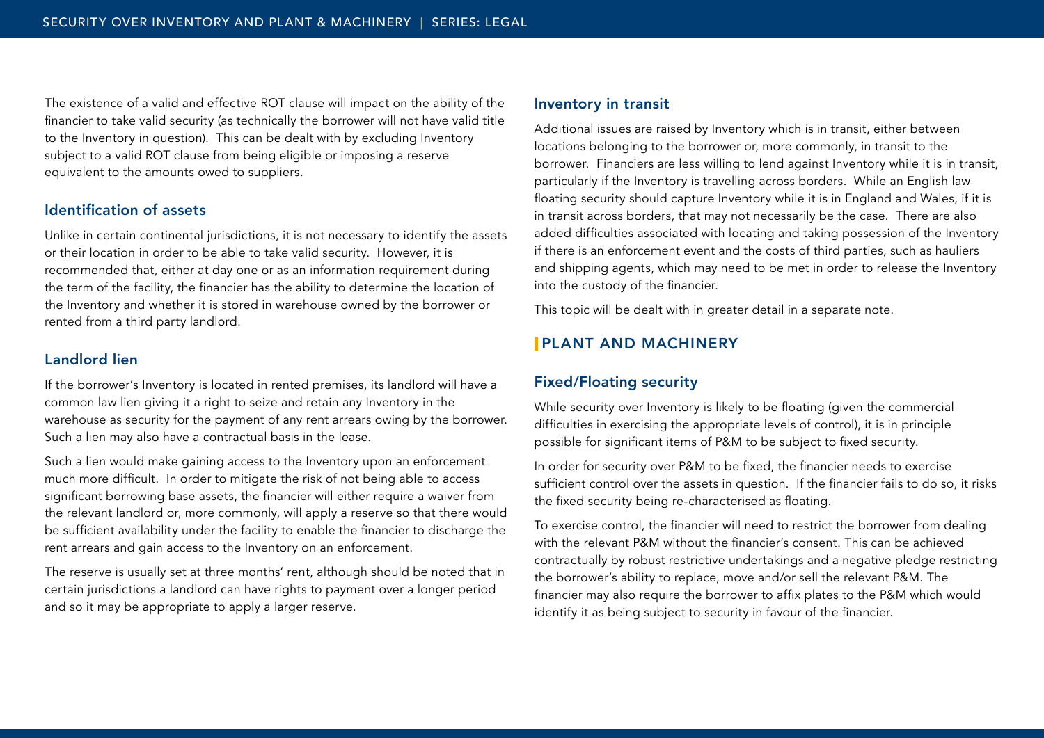The existence of a valid and effective ROT clause will impact on the ability of the financier to take valid security (as technically the borrower will not have valid title to the Inventory in question). This can be dealt with by excluding Inventory subject to a valid ROT clause from being eligible or imposing a reserve equivalent to the amounts owed to suppliers.

### Identification of assets

Unlike in certain continental jurisdictions, it is not necessary to identify the assets or their location in order to be able to take valid security. However, it is recommended that, either at day one or as an information requirement during the term of the facility, the financier has the ability to determine the location of the Inventory and whether it is stored in warehouse owned by the borrower or rented from a third party landlord.

### Landlord lien

If the borrower's Inventory is located in rented premises, its landlord will have a common law lien giving it a right to seize and retain any Inventory in the warehouse as security for the payment of any rent arrears owing by the borrower. Such a lien may also have a contractual basis in the lease.

Such a lien would make gaining access to the Inventory upon an enforcement much more difficult. In order to mitigate the risk of not being able to access significant borrowing base assets, the financier will either require a waiver from the relevant landlord or, more commonly, will apply a reserve so that there would be sufficient availability under the facility to enable the financier to discharge the rent arrears and gain access to the Inventory on an enforcement.

The reserve is usually set at three months' rent, although should be noted that in certain jurisdictions a landlord can have rights to payment over a longer period and so it may be appropriate to apply a larger reserve.

### Inventory in transit

Additional issues are raised by Inventory which is in transit, either between locations belonging to the borrower or, more commonly, in transit to the borrower. Financiers are less willing to lend against Inventory while it is in transit, particularly if the Inventory is travelling across borders. While an English law floating security should capture Inventory while it is in England and Wales, if it is in transit across borders, that may not necessarily be the case. There are also added difficulties associated with locating and taking possession of the Inventory if there is an enforcement event and the costs of third parties, such as hauliers and shipping agents, which may need to be met in order to release the Inventory into the custody of the financier.

This topic will be dealt with in greater detail in a separate note.

## PLANT AND MACHINERY

### Fixed/Floating security

While security over Inventory is likely to be floating (given the commercial difficulties in exercising the appropriate levels of control), it is in principle possible for significant items of P&M to be subject to fixed security.

In order for security over P&M to be fixed, the financier needs to exercise sufficient control over the assets in question. If the financier fails to do so, it risks the fixed security being re-characterised as floating.

To exercise control, the financier will need to restrict the borrower from dealing with the relevant P&M without the financier's consent. This can be achieved contractually by robust restrictive undertakings and a negative pledge restricting the borrower's ability to replace, move and/or sell the relevant P&M. The financier may also require the borrower to affix plates to the P&M which would identify it as being subject to security in favour of the financier.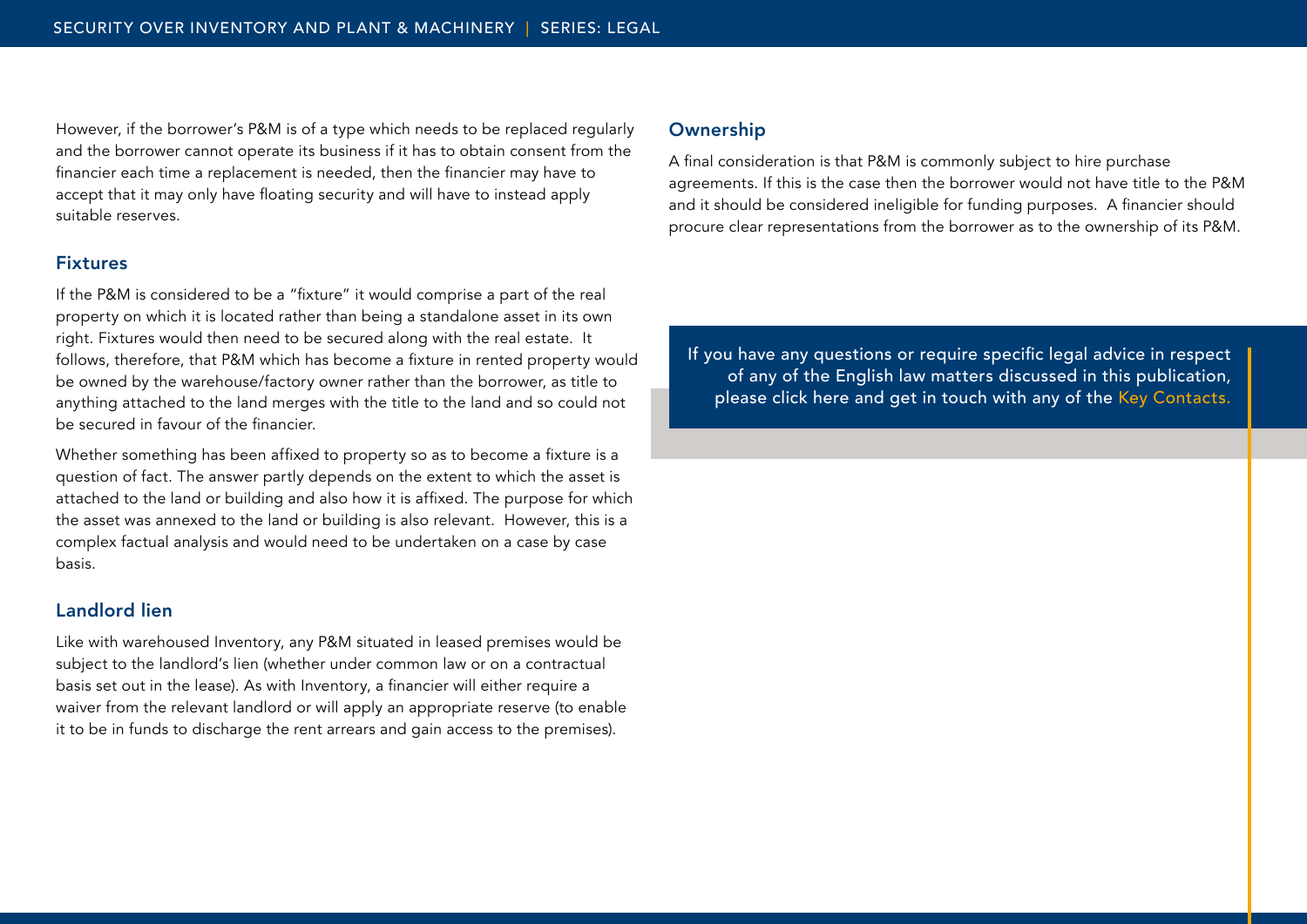However, if the borrower's P&M is of a type which needs to be replaced regularly and the borrower cannot operate its business if it has to obtain consent from the financier each time a replacement is needed, then the financier may have to accept that it may only have floating security and will have to instead apply suitable reserves.

### Fixtures

If the P&M is considered to be a "fixture" it would comprise a part of the real property on which it is located rather than being a standalone asset in its own right. Fixtures would then need to be secured along with the real estate. It follows, therefore, that P&M which has become a fixture in rented property would be owned by the warehouse/factory owner rather than the borrower, as title to anything attached to the land merges with the title to the land and so could not be secured in favour of the financier.

Whether something has been affixed to property so as to become a fixture is a question of fact. The answer partly depends on the extent to which the asset is attached to the land or building and also how it is affixed. The purpose for which the asset was annexed to the land or building is also relevant. However, this is a complex factual analysis and would need to be undertaken on a case by case basis.

### Landlord lien

Like with warehoused Inventory, any P&M situated in leased premises would be subject to the landlord's lien (whether under common law or on a contractual basis set out in the lease). As with Inventory, a financier will either require a waiver from the relevant landlord or will apply an appropriate reserve (to enable it to be in funds to discharge the rent arrears and gain access to the premises).

### Ownership

A final consideration is that P&M is commonly subject to hire purchase agreements. If this is the case then the borrower would not have title to the P&M and it should be considered ineligible for funding purposes. A financier should procure clear representations from the borrower as to the ownership of its P&M.

If you have any questions or require specific legal advice in respect of any of the English law matters discussed in this publication, please click here and get in touch with any of the Key Contacts.